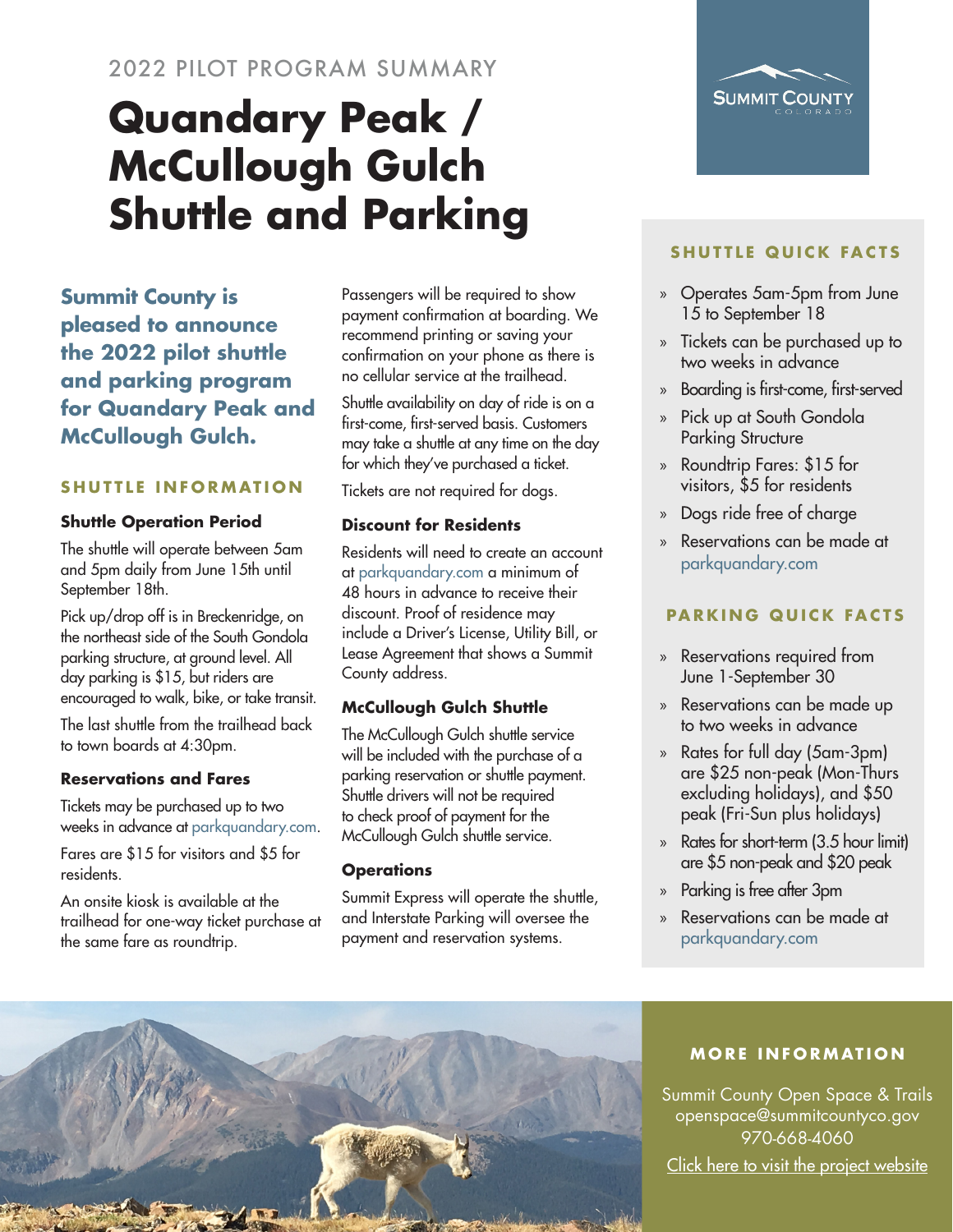2022 PILOT PROGRAM SUMMARY

# Quandary Peak / McCullough Gulch Shuttle and Parking

Summit County Colorado

**Summit County is pleased to announce the 2022 pilot shuttle and parking program for Quandary Peak and McCullough Gulch.**

## SHUTTLE INFORMATION

### Shuttle Operation Period

The shuttle will operate between 5am and 5pm daily from June 15th until September 18th.

Pick up/drop off is in Breckenridge, on the northeast side of the South Gondola parking structure, at ground level. All day parking is $15, but riders are encouraged to walk, bike, or take transit.

The last shuttle from the trailhead back to town boards at 4:30pm.

### Reservations and Fares

Tickets may be purchased up to two weeks in advance at parkquandary.com.

Fares are $15 for visitors and $5 for residents.

An onsite kiosk is available at the trailhead for one-way ticket purchase at the same fare as roundtrip.

Passengers will be required to show payment confirmation at boarding. We recommend printing or saving your confirmation on your phone as there is no cellular service at the trailhead.

Shuttle availability on day of ride is on a first-come, first-served basis. Customers may take a shuttle at any time on the day for which they've purchased a ticket.

Tickets are not required for dogs.

### Discount for Residents

Residents will need to create an account at parkquandary.com a minimum of 48 hours in advance to receive their discount. Proof of residence may include a Driver's License, Utility Bill, or Lease Agreement that shows a Summit County address.

### McCullough Gulch Shuttle

The McCullough Gulch shuttle service will be included with the purchase of a parking reservation or shuttle payment. Shuttle drivers will not be required to check proof of payment for the McCullough Gulch shuttle service.

### Operations

Summit Express will operate the shuttle, and Interstate Parking will oversee the payment and reservation systems.

## SHUTTLE QUICK FACTS

- Operates 5am-5pm from June 15 to September 18
- Tickets can be purchased up to two weeks in advance
- Boarding is first-come, first-served
- Pick up at South Gondola Parking Structure
- Roundtrip Fares: $15 for visitors, $5 for residents
- Dogs ride free of charge
- Reservations can be made at parkquandary.com

## PARKING QUICK FACTS

- Reservations required from June 1-September 30
- Reservations can be made up to two weeks in advance
- Rates for full day (5am-3pm) are $25 non-peak (Mon-Thurs excluding holidays), and $50 peak (Fri-Sun plus holidays)
- Rates for short-term (3.5 hour limit) are $5 non-peak and $20 peak
- Parking is free after 3pm
- Reservations can be made at parkquandary.com

## MORE INFORMATION

Summit County Open Space & Trails
openspace@summitcountyco.gov
970-668-4060

Click here to visit the project website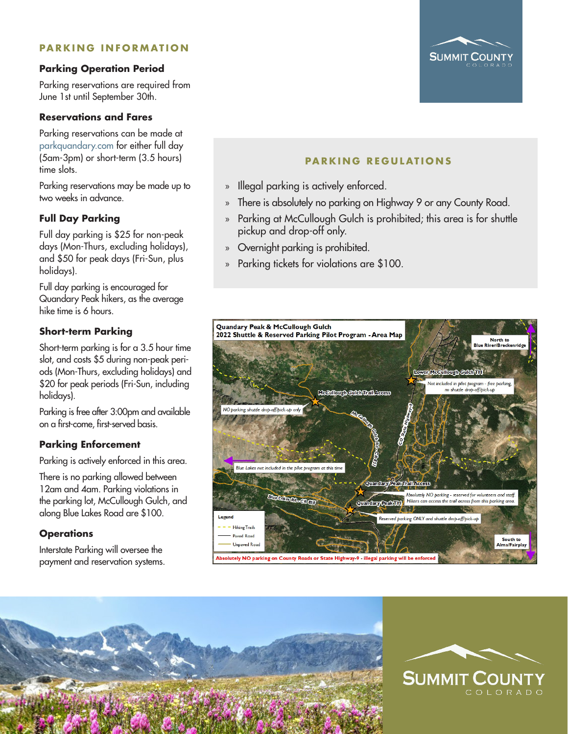## PARKING INFORMATION

### Parking Operation Period

Parking reservations are required from June 1st until September 30th.

### Reservations and Fares

Parking reservations can be made at parkquandary.com for either full day (5am-3pm) or short-term (3.5 hours) time slots.

Parking reservations may be made up to two weeks in advance.

### Full Day Parking

Full day parking is $25 for non-peak days (Mon-Thurs, excluding holidays), and $50 for peak days (Fri-Sun, plus holidays).

Full day parking is encouraged for Quandary Peak hikers, as the average hike time is 6 hours.

### Short-term Parking

Short-term parking is for a 3.5 hour time slot, and costs $5 during non-peak periods (Mon-Thurs, excluding holidays) and $20 for peak periods (Fri-Sun, including holidays).

Parking is free after 3:00pm and available on a first-come, first-served basis.

### Parking Enforcement

Parking is actively enforced in this area.

There is no parking allowed between 12am and 4am. Parking violations in the parking lot, McCullough Gulch, and along Blue Lakes Road are $100.

### Operations

Interstate Parking will oversee the payment and reservation systems.

## PARKING REGULATIONS

- Illegal parking is actively enforced.
- There is absolutely no parking on Highway 9 or any County Road.
- Parking at McCullough Gulch is prohibited; this area is for shuttle pickup and drop-off only.
- Overnight parking is prohibited.
- Parking tickets for violations are $100.

Quandary Peak & McCullough Gulch
2022 Shuttle & Reserved Parking Pilot Program - Area Map

North to Blue River/Breckenridge

Lower McCullough Gulch TH

Not included in pilot program - free parking, no shuttle drop-off/pick-up

McCullough Gulch Trail Access

NO parking shuttle drop-off/pick-up only

McCullough Gulch Rd - CR 851

CO State Highway-9

Blue Lakes not included in the pilot program at this time

Quandary Peak Trail Access

Absolutely NO parking - reserved for volunteers and staff. Hikers can access the trail across from this parking area.

Blue Lakes Rd - CR 850

Quandary Peak TH

Reserved parking ONLY and shuttle drop-off/pick-up

Legend

Hiking Trails

Paved Road

Unpaved Road

South to Alma/Fairplay

Absolutely NO parking on County Roads or State Highway-9 - illegal parking will be enforced